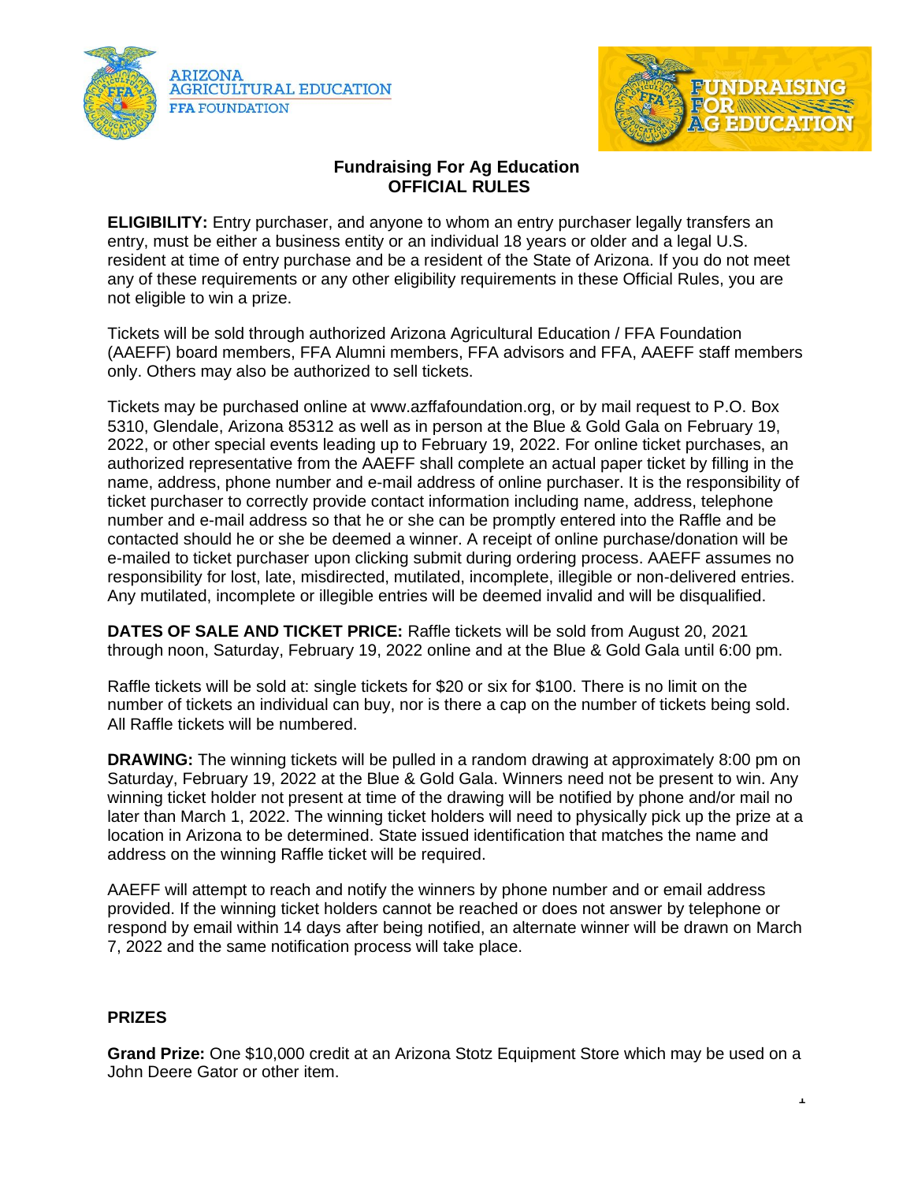ARIZONA
AGRICULTURAL EDUCATION
FFA FOUNDATION

FUNDRAISING FOR AG EDUCATION

# Fundraising For Ag Education
# OFFICIAL RULES

**ELIGIBILITY:** Entry purchaser, and anyone to whom an entry purchaser legally transfers an entry, must be either a business entity or an individual 18 years or older and a legal U.S. resident at time of entry purchase and be a resident of the State of Arizona. If you do not meet any of these requirements or any other eligibility requirements in these Official Rules, you are not eligible to win a prize.

Tickets will be sold through authorized Arizona Agricultural Education / FFA Foundation (AAEFF) board members, FFA Alumni members, FFA advisors and FFA, AAEFF staff members only. Others may also be authorized to sell tickets.

Tickets may be purchased online at www.azffafoundation.org, or by mail request to P.O. Box 5310, Glendale, Arizona 85312 as well as in person at the Blue & Gold Gala on February 19, 2022, or other special events leading up to February 19, 2022. For online ticket purchases, an authorized representative from the AAEFF shall complete an actual paper ticket by filling in the name, address, phone number and e-mail address of online purchaser. It is the responsibility of ticket purchaser to correctly provide contact information including name, address, telephone number and e-mail address so that he or she can be promptly entered into the Raffle and be contacted should he or she be deemed a winner. A receipt of online purchase/donation will be e-mailed to ticket purchaser upon clicking submit during ordering process. AAEFF assumes no responsibility for lost, late, misdirected, mutilated, incomplete, illegible or non-delivered entries. Any mutilated, incomplete or illegible entries will be deemed invalid and will be disqualified.

**DATES OF SALE AND TICKET PRICE:** Raffle tickets will be sold from August 20, 2021 through noon, Saturday, February 19, 2022 online and at the Blue & Gold Gala until 6:00 pm.

Raffle tickets will be sold at: single tickets for $20 or six for $100. There is no limit on the number of tickets an individual can buy, nor is there a cap on the number of tickets being sold. All Raffle tickets will be numbered.

**DRAWING:** The winning tickets will be pulled in a random drawing at approximately 8:00 pm on Saturday, February 19, 2022 at the Blue & Gold Gala. Winners need not be present to win. Any winning ticket holder not present at time of the drawing will be notified by phone and/or mail no later than March 1, 2022. The winning ticket holders will need to physically pick up the prize at a location in Arizona to be determined. State issued identification that matches the name and address on the winning Raffle ticket will be required.

AAEFF will attempt to reach and notify the winners by phone number and or email address provided. If the winning ticket holders cannot be reached or does not answer by telephone or respond by email within 14 days after being notified, an alternate winner will be drawn on March 7, 2022 and the same notification process will take place.

**PRIZES**

**Grand Prize:** One $10,000 credit at an Arizona Stotz Equipment Store which may be used on a John Deere Gator or other item.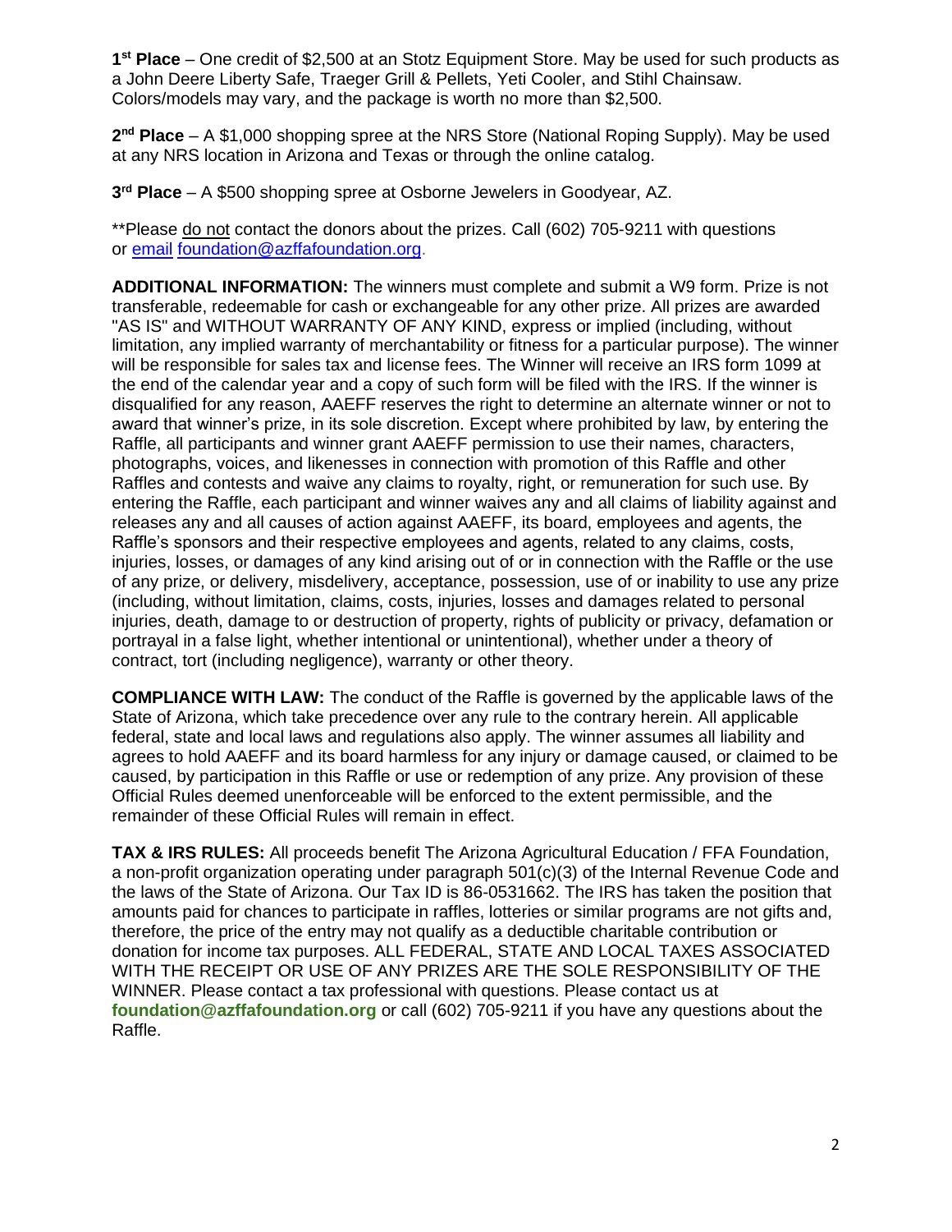**1st Place** – One credit of $2,500 at an Stotz Equipment Store. May be used for such products as a John Deere Liberty Safe, Traeger Grill & Pellets, Yeti Cooler, and Stihl Chainsaw. Colors/models may vary, and the package is worth no more than $2,500.

**2nd Place** – A $1,000 shopping spree at the NRS Store (National Roping Supply). May be used at any NRS location in Arizona and Texas or through the online catalog.

**3rd Place** – A $500 shopping spree at Osborne Jewelers in Goodyear, AZ.

**Please do not contact the donors about the prizes. Call (602) 705-9211 with questions or email foundation@azffafoundation.org.

**ADDITIONAL INFORMATION:** The winners must complete and submit a W9 form. Prize is not transferable, redeemable for cash or exchangeable for any other prize. All prizes are awarded "AS IS" and WITHOUT WARRANTY OF ANY KIND, express or implied (including, without limitation, any implied warranty of merchantability or fitness for a particular purpose). The winner will be responsible for sales tax and license fees. The Winner will receive an IRS form 1099 at the end of the calendar year and a copy of such form will be filed with the IRS. If the winner is disqualified for any reason, AAEFF reserves the right to determine an alternate winner or not to award that winner's prize, in its sole discretion. Except where prohibited by law, by entering the Raffle, all participants and winner grant AAEFF permission to use their names, characters, photographs, voices, and likenesses in connection with promotion of this Raffle and other Raffles and contests and waive any claims to royalty, right, or remuneration for such use. By entering the Raffle, each participant and winner waives any and all claims of liability against and releases any and all causes of action against AAEFF, its board, employees and agents, the Raffle's sponsors and their respective employees and agents, related to any claims, costs, injuries, losses, or damages of any kind arising out of or in connection with the Raffle or the use of any prize, or delivery, misdelivery, acceptance, possession, use of or inability to use any prize (including, without limitation, claims, costs, injuries, losses and damages related to personal injuries, death, damage to or destruction of property, rights of publicity or privacy, defamation or portrayal in a false light, whether intentional or unintentional), whether under a theory of contract, tort (including negligence), warranty or other theory.

**COMPLIANCE WITH LAW:** The conduct of the Raffle is governed by the applicable laws of the State of Arizona, which take precedence over any rule to the contrary herein. All applicable federal, state and local laws and regulations also apply. The winner assumes all liability and agrees to hold AAEFF and its board harmless for any injury or damage caused, or claimed to be caused, by participation in this Raffle or use or redemption of any prize. Any provision of these Official Rules deemed unenforceable will be enforced to the extent permissible, and the remainder of these Official Rules will remain in effect.

**TAX & IRS RULES:** All proceeds benefit The Arizona Agricultural Education / FFA Foundation, a non-profit organization operating under paragraph 501(c)(3) of the Internal Revenue Code and the laws of the State of Arizona. Our Tax ID is 86-0531662. The IRS has taken the position that amounts paid for chances to participate in raffles, lotteries or similar programs are not gifts and, therefore, the price of the entry may not qualify as a deductible charitable contribution or donation for income tax purposes. ALL FEDERAL, STATE AND LOCAL TAXES ASSOCIATED WITH THE RECEIPT OR USE OF ANY PRIZES ARE THE SOLE RESPONSIBILITY OF THE WINNER. Please contact a tax professional with questions. Please contact us at **foundation@azffafoundation.org** or call (602) 705-9211 if you have any questions about the Raffle.